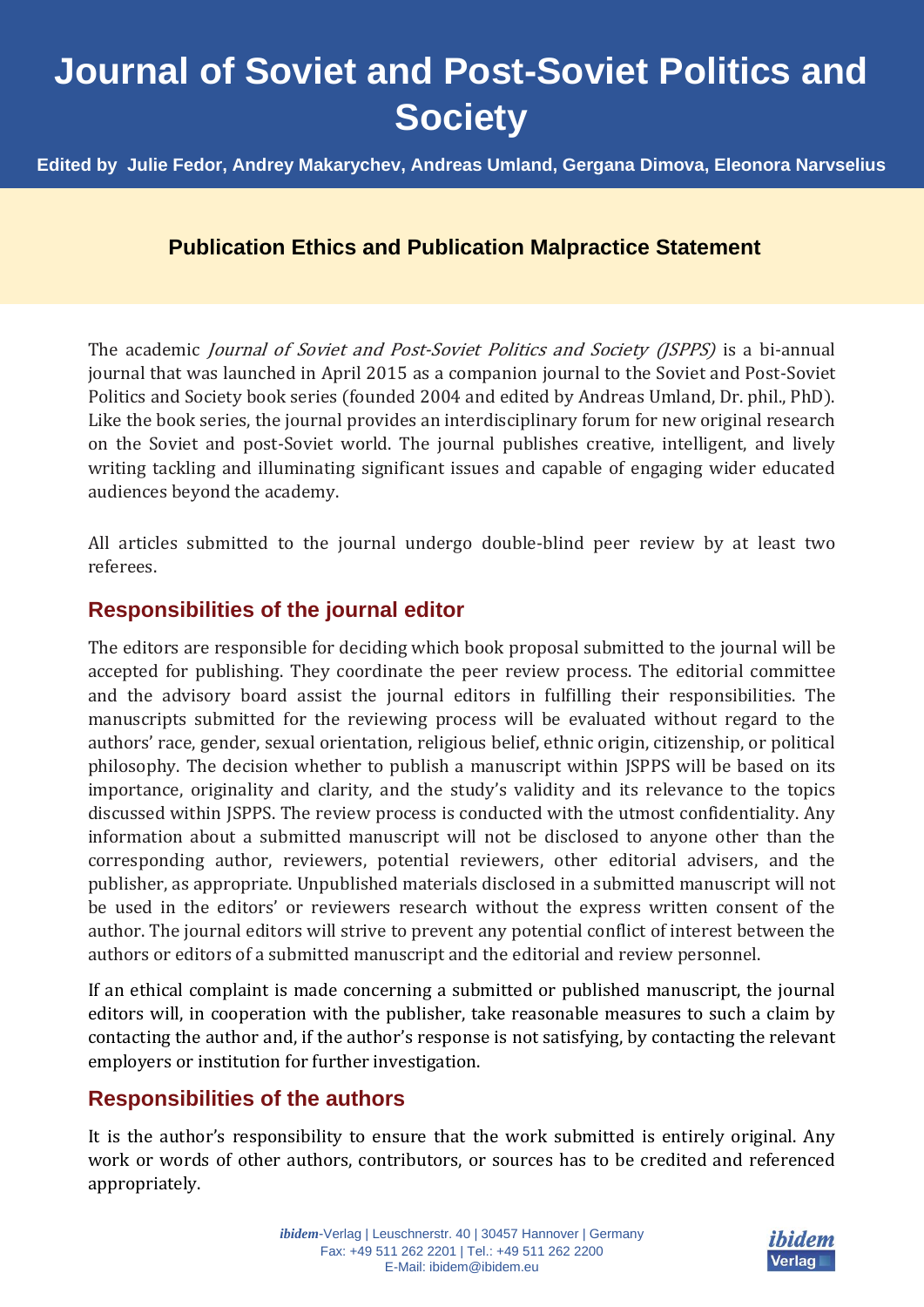# Journal of Soviet and Post-Soviet Politics and Society

**Edited by Julie Fedor, Andrey Makarychev, Andreas Umland, Gergana Dimova, Eleonora Narvselius**

## Publication Ethics and Publication Malpractice Statement

The academic *Journal of Soviet and Post-Soviet Politics and Society (JSPPS)* is a bi-annual journal that was launched in April 2015 as a companion journal to the Soviet and Post-Soviet Politics and Society book series (founded 2004 and edited by Andreas Umland, Dr. phil., PhD). Like the book series, the journal provides an interdisciplinary forum for new original research on the Soviet and post-Soviet world. The journal publishes creative, intelligent, and lively writing tackling and illuminating significant issues and capable of engaging wider educated audiences beyond the academy.

All articles submitted to the journal undergo double-blind peer review by at least two referees.

### Responsibilities of the journal editor

The editors are responsible for deciding which book proposal submitted to the journal will be accepted for publishing. They coordinate the peer review process. The editorial committee and the advisory board assist the journal editors in fulfilling their responsibilities. The manuscripts submitted for the reviewing process will be evaluated without regard to the authors' race, gender, sexual orientation, religious belief, ethnic origin, citizenship, or political philosophy. The decision whether to publish a manuscript within JSPPS will be based on its importance, originality and clarity, and the study's validity and its relevance to the topics discussed within JSPPS. The review process is conducted with the utmost confidentiality. Any information about a submitted manuscript will not be disclosed to anyone other than the corresponding author, reviewers, potential reviewers, other editorial advisers, and the publisher, as appropriate. Unpublished materials disclosed in a submitted manuscript will not be used in the editors' or reviewers research without the express written consent of the author. The journal editors will strive to prevent any potential conflict of interest between the authors or editors of a submitted manuscript and the editorial and review personnel.

If an ethical complaint is made concerning a submitted or published manuscript, the journal editors will, in cooperation with the publisher, take reasonable measures to such a claim by contacting the author and, if the author's response is not satisfying, by contacting the relevant employers or institution for further investigation.

### Responsibilities of the authors

It is the author's responsibility to ensure that the work submitted is entirely original. Any work or words of other authors, contributors, or sources has to be credited and referenced appropriately.

*ibidem*-Verlag | Leuschnerstr. 40 | 30457 Hannover | Germany
Fax: +49 511 262 2201 | Tel.: +49 511 262 2200
E-Mail: ibidem@ibidem.eu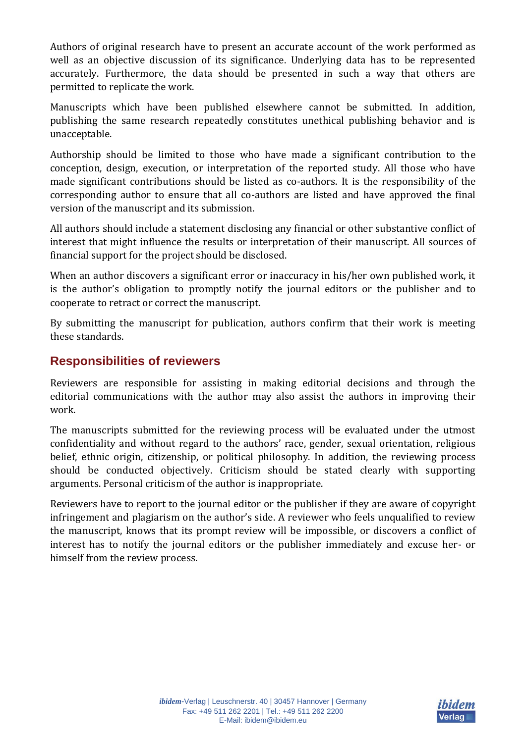Authors of original research have to present an accurate account of the work performed as well as an objective discussion of its significance. Underlying data has to be represented accurately. Furthermore, the data should be presented in such a way that others are permitted to replicate the work.

Manuscripts which have been published elsewhere cannot be submitted. In addition, publishing the same research repeatedly constitutes unethical publishing behavior and is unacceptable.

Authorship should be limited to those who have made a significant contribution to the conception, design, execution, or interpretation of the reported study. All those who have made significant contributions should be listed as co-authors. It is the responsibility of the corresponding author to ensure that all co-authors are listed and have approved the final version of the manuscript and its submission.

All authors should include a statement disclosing any financial or other substantive conflict of interest that might influence the results or interpretation of their manuscript. All sources of financial support for the project should be disclosed.

When an author discovers a significant error or inaccuracy in his/her own published work, it is the author's obligation to promptly notify the journal editors or the publisher and to cooperate to retract or correct the manuscript.

By submitting the manuscript for publication, authors confirm that their work is meeting these standards.

## Responsibilities of reviewers

Reviewers are responsible for assisting in making editorial decisions and through the editorial communications with the author may also assist the authors in improving their work.

The manuscripts submitted for the reviewing process will be evaluated under the utmost confidentiality and without regard to the authors' race, gender, sexual orientation, religious belief, ethnic origin, citizenship, or political philosophy. In addition, the reviewing process should be conducted objectively. Criticism should be stated clearly with supporting arguments. Personal criticism of the author is inappropriate.

Reviewers have to report to the journal editor or the publisher if they are aware of copyright infringement and plagiarism on the author's side. A reviewer who feels unqualified to review the manuscript, knows that its prompt review will be impossible, or discovers a conflict of interest has to notify the journal editors or the publisher immediately and excuse her- or himself from the review process.